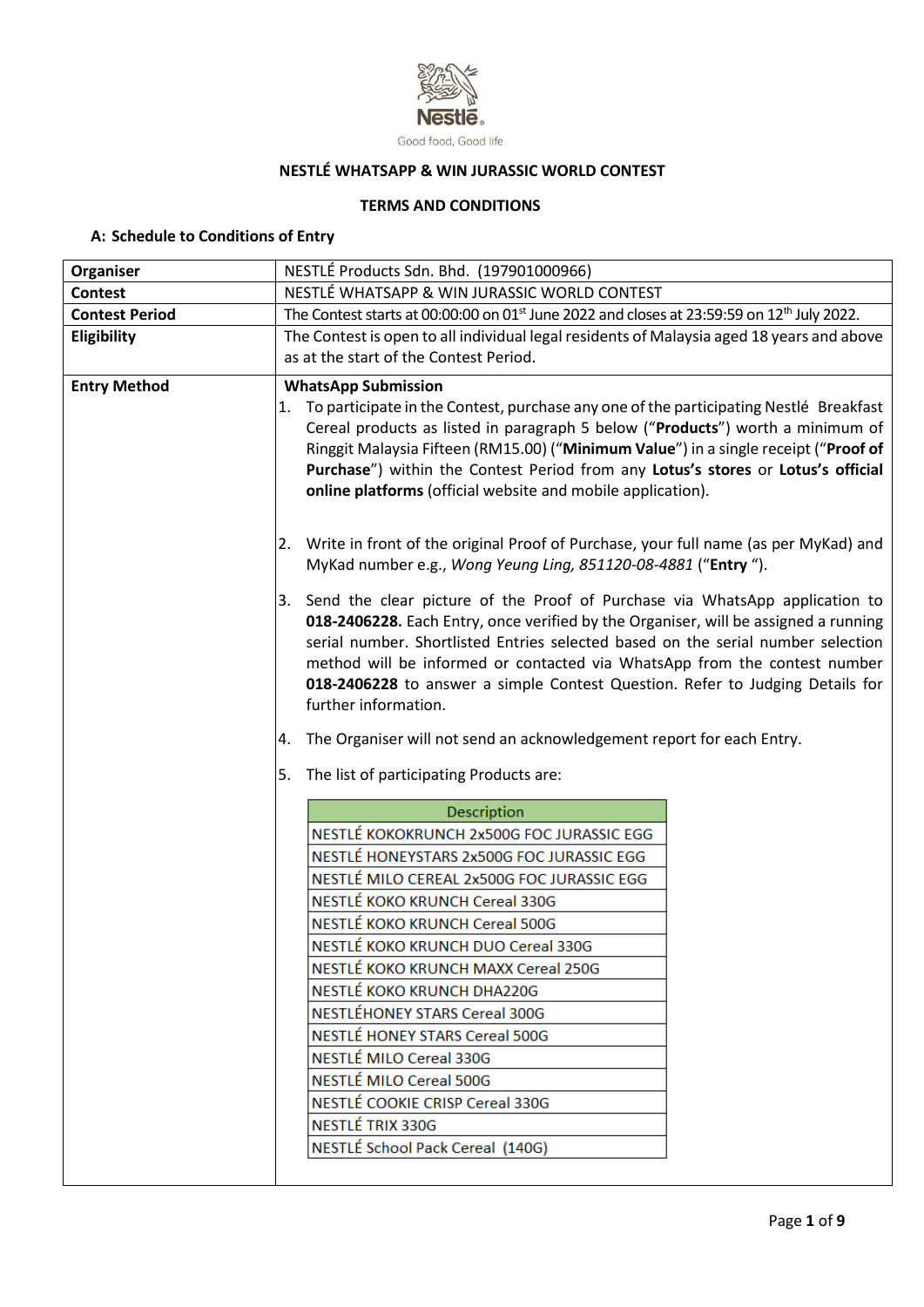Nestlé
Good food, Good life

# NESTLÉ WHATSAPP & WIN JURASSIC WORLD CONTEST

## TERMS AND CONDITIONS

### A: Schedule to Conditions of Entry

| | |
|---|---|
| **Organiser** | NESTLÉ Products Sdn. Bhd. (197901000966) |
| **Contest** | NESTLÉ WHATSAPP & WIN JURASSIC WORLD CONTEST |
| **Contest Period** | The Contest starts at 00:00:00 on 01st June 2022 and closes at 23:59:59 on 12th July 2022. |
| **Eligibility** | The Contest is open to all individual legal residents of Malaysia aged 18 years and above as at the start of the Contest Period. |
| **Entry Method** | **WhatsApp Submission**<br>1. To participate in the Contest, purchase any one of the participating Nestlé Breakfast Cereal products as listed in paragraph 5 below ("**Products**") worth a minimum of Ringgit Malaysia Fifteen (RM15.00) ("**Minimum Value**") in a single receipt ("**Proof of Purchase**") within the Contest Period from any **Lotus's stores** or **Lotus's official online platforms** (official website and mobile application).<br>2. Write in front of the original Proof of Purchase, your full name (as per MyKad) and MyKad number e.g., *Wong Yeung Ling, 851120-08-4881* ("**Entry** ").<br>3. Send the clear picture of the Proof of Purchase via WhatsApp application to **018-2406228.** Each Entry, once verified by the Organiser, will be assigned a running serial number. Shortlisted Entries selected based on the serial number selection method will be informed or contacted via WhatsApp from the contest number **018-2406228** to answer a simple Contest Question. Refer to Judging Details for further information.<br>4. The Organiser will not send an acknowledgement report for each Entry.<br>5. The list of participating Products are: (see table below) |

| Description |
|---|
| NESTLÉ KOKOKRUNCH 2x500G FOC JURASSIC EGG |
| NESTLÉ HONEYSTARS 2x500G FOC JURASSIC EGG |
| NESTLÉ MILO CEREAL 2x500G FOC JURASSIC EGG |
| NESTLÉ KOKO KRUNCH Cereal 330G |
| NESTLÉ KOKO KRUNCH Cereal 500G |
| NESTLÉ KOKO KRUNCH DUO Cereal 330G |
| NESTLÉ KOKO KRUNCH MAXX Cereal 250G |
| NESTLÉ KOKO KRUNCH DHA220G |
| NESTLÉHONEY STARS Cereal 300G |
| NESTLÉ HONEY STARS Cereal 500G |
| NESTLÉ MILO Cereal 330G |
| NESTLÉ MILO Cereal 500G |
| NESTLÉ COOKIE CRISP Cereal 330G |
| NESTLÉ TRIX 330G |
| NESTLÉ School Pack Cereal (140G) |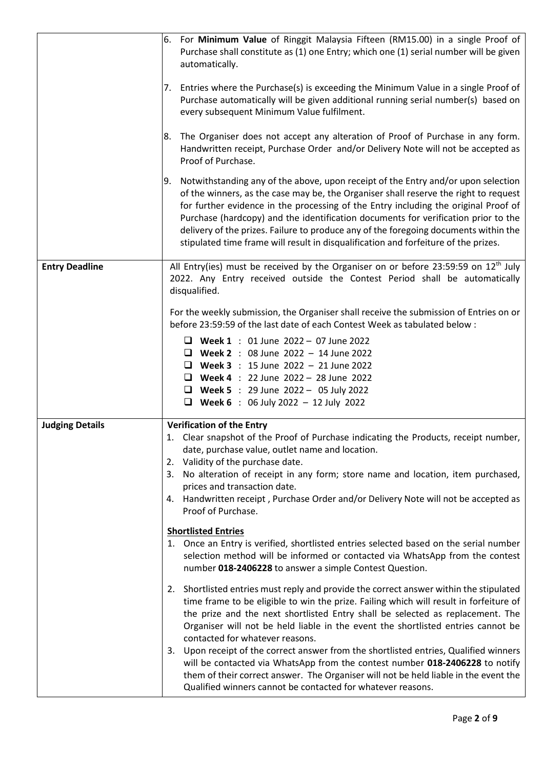| | |
|---|---|
| | 6. For **Minimum Value** of Ringgit Malaysia Fifteen (RM15.00) in a single Proof of Purchase shall constitute as (1) one Entry; which one (1) serial number will be given automatically.<br><br>7. Entries where the Purchase(s) is exceeding the Minimum Value in a single Proof of Purchase automatically will be given additional running serial number(s) based on every subsequent Minimum Value fulfilment.<br><br>8. The Organiser does not accept any alteration of Proof of Purchase in any form. Handwritten receipt, Purchase Order and/or Delivery Note will not be accepted as Proof of Purchase.<br><br>9. Notwithstanding any of the above, upon receipt of the Entry and/or upon selection of the winners, as the case may be, the Organiser shall reserve the right to request for further evidence in the processing of the Entry including the original Proof of Purchase (hardcopy) and the identification documents for verification prior to the delivery of the prizes. Failure to produce any of the foregoing documents within the stipulated time frame will result in disqualification and forfeiture of the prizes. |
| **Entry Deadline** | All Entry(ies) must be received by the Organiser on or before 23:59:59 on 12th July 2022. Any Entry received outside the Contest Period shall be automatically disqualified.<br><br>For the weekly submission, the Organiser shall receive the submission of Entries on or before 23:59:59 of the last date of each Contest Week as tabulated below :<br><br>❑ **Week 1** : 01 June 2022 – 07 June 2022<br>❑ **Week 2** : 08 June 2022 – 14 June 2022<br>❑ **Week 3** : 15 June 2022 – 21 June 2022<br>❑ **Week 4** : 22 June 2022 – 28 June 2022<br>❑ **Week 5** : 29 June 2022 – 05 July 2022<br>❑ **Week 6** : 06 July 2022 – 12 July 2022 |
| **Judging Details** | **Verification of the Entry**<br>1. Clear snapshot of the Proof of Purchase indicating the Products, receipt number, date, purchase value, outlet name and location.<br>2. Validity of the purchase date.<br>3. No alteration of receipt in any form; store name and location, item purchased, prices and transaction date.<br>4. Handwritten receipt , Purchase Order and/or Delivery Note will not be accepted as Proof of Purchase.<br><br>**Shortlisted Entries**<br>1. Once an Entry is verified, shortlisted entries selected based on the serial number selection method will be informed or contacted via WhatsApp from the contest number **018-2406228** to answer a simple Contest Question.<br><br>2. Shortlisted entries must reply and provide the correct answer within the stipulated time frame to be eligible to win the prize. Failing which will result in forfeiture of the prize and the next shortlisted Entry shall be selected as replacement. The Organiser will not be held liable in the event the shortlisted entries cannot be contacted for whatever reasons.<br>3. Upon receipt of the correct answer from the shortlisted entries, Qualified winners will be contacted via WhatsApp from the contest number **018-2406228** to notify them of their correct answer. The Organiser will not be held liable in the event the Qualified winners cannot be contacted for whatever reasons. |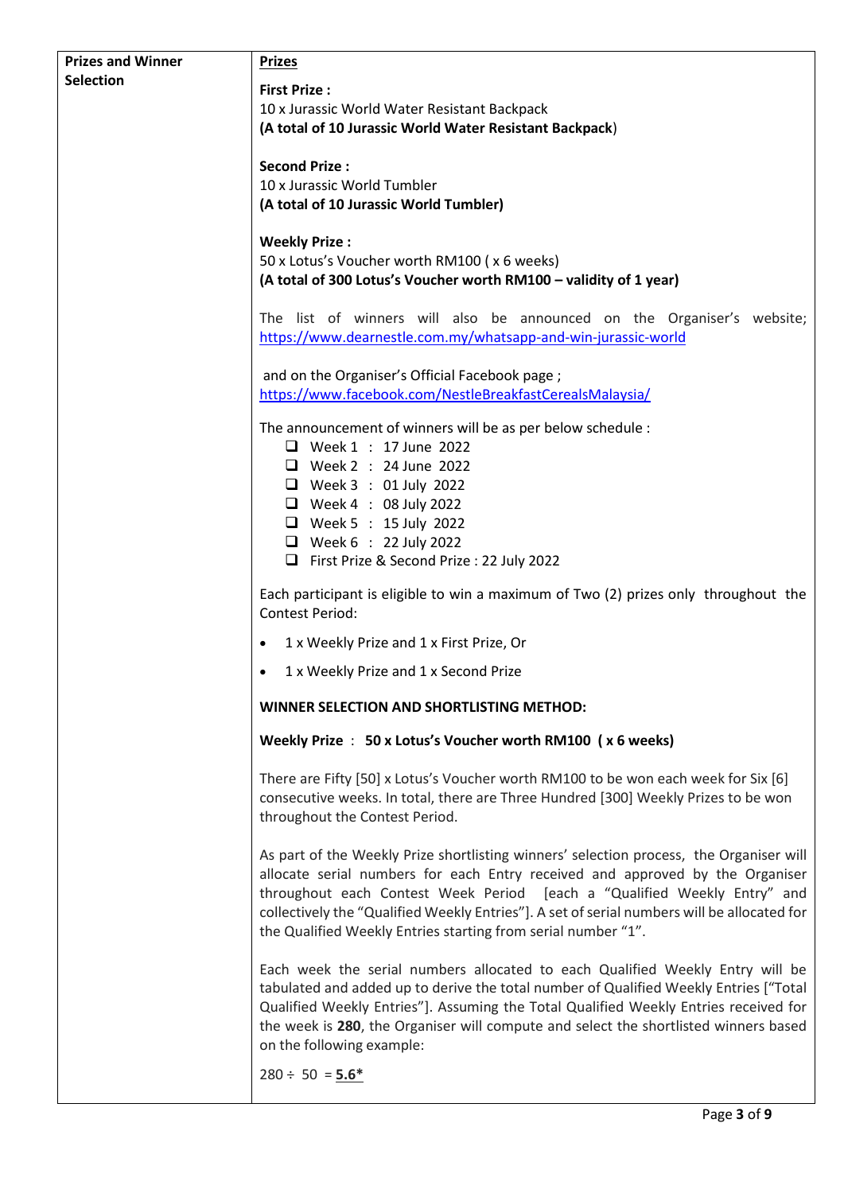| Prizes and Winner Selection | **Prizes** |
|---|---|
| | **First Prize :**<br>10 x Jurassic World Water Resistant Backpack<br>**(A total of 10 Jurassic World Water Resistant Backpack**)<br><br>**Second Prize :**<br>10 x Jurassic World Tumbler<br>**(A total of 10 Jurassic World Tumbler)**<br><br>**Weekly Prize :**<br>50 x Lotus's Voucher worth RM100 ( x 6 weeks)<br>**(A total of 300 Lotus's Voucher worth RM100 – validity of 1 year)**<br><br>The list of winners will also be announced on the Organiser's website; https://www.dearnestle.com.my/whatsapp-and-win-jurassic-world<br><br>and on the Organiser's Official Facebook page ; https://www.facebook.com/NestleBreakfastCerealsMalaysia/<br><br>The announcement of winners will be as per below schedule :<br>❑ Week 1 : 17 June 2022<br>❑ Week 2 : 24 June 2022<br>❑ Week 3 : 01 July 2022<br>❑ Week 4 : 08 July 2022<br>❑ Week 5 : 15 July 2022<br>❑ Week 6 : 22 July 2022<br>❑ First Prize & Second Prize : 22 July 2022<br><br>Each participant is eligible to win a maximum of Two (2) prizes only throughout the Contest Period:<br>• 1 x Weekly Prize and 1 x First Prize, Or<br>• 1 x Weekly Prize and 1 x Second Prize<br><br>**WINNER SELECTION AND SHORTLISTING METHOD:**<br><br>**Weekly Prize : 50 x Lotus's Voucher worth RM100 ( x 6 weeks)**<br><br>There are Fifty [50] x Lotus's Voucher worth RM100 to be won each week for Six [6] consecutive weeks. In total, there are Three Hundred [300] Weekly Prizes to be won throughout the Contest Period.<br><br>As part of the Weekly Prize shortlisting winners' selection process, the Organiser will allocate serial numbers for each Entry received and approved by the Organiser throughout each Contest Week Period [each a "Qualified Weekly Entry" and collectively the "Qualified Weekly Entries"]. A set of serial numbers will be allocated for the Qualified Weekly Entries starting from serial number "1".<br><br>Each week the serial numbers allocated to each Qualified Weekly Entry will be tabulated and added up to derive the total number of Qualified Weekly Entries ["Total Qualified Weekly Entries"]. Assuming the Total Qualified Weekly Entries received for the week is **280**, the Organiser will compute and select the shortlisted winners based on the following example:<br><br>280 ÷ 50 = **5.6*** |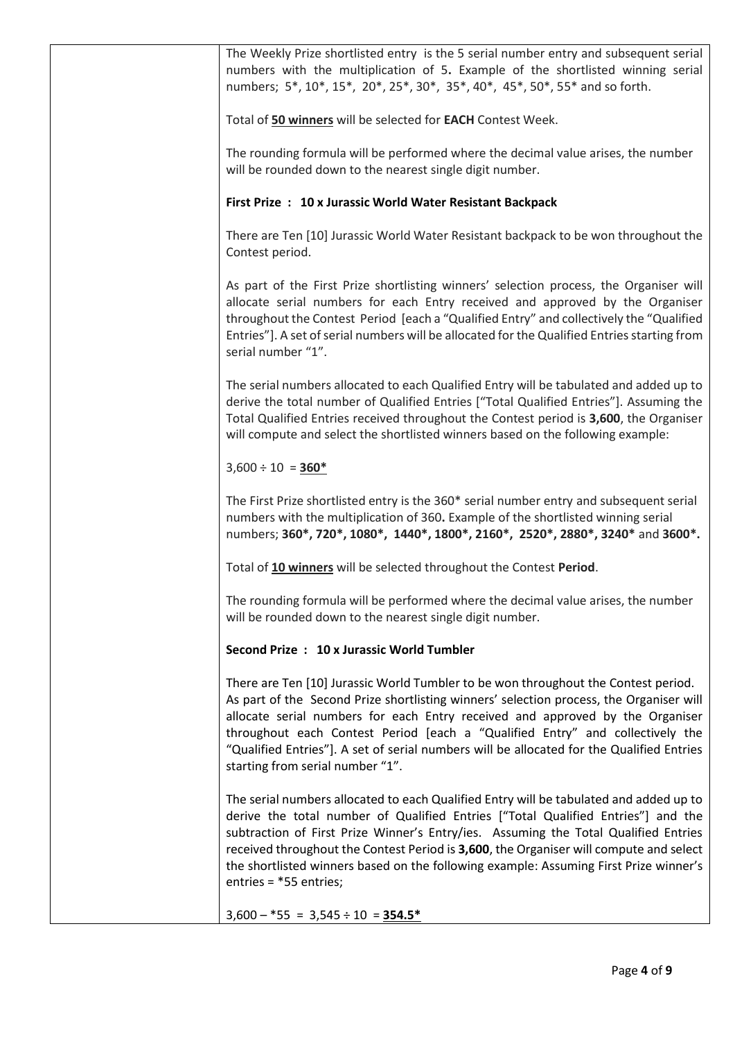The Weekly Prize shortlisted entry is the 5 serial number entry and subsequent serial numbers with the multiplication of 5**.** Example of the shortlisted winning serial numbers; 5*, 10*, 15*, 20*, 25*, 30*, 35*, 40*, 45*, 50*, 55* and so forth.

Total of **50 winners** will be selected for **EACH** Contest Week.

The rounding formula will be performed where the decimal value arises, the number will be rounded down to the nearest single digit number.

**First Prize : 10 x Jurassic World Water Resistant Backpack**

There are Ten [10] Jurassic World Water Resistant backpack to be won throughout the Contest period.

As part of the First Prize shortlisting winners' selection process, the Organiser will allocate serial numbers for each Entry received and approved by the Organiser throughout the Contest Period [each a "Qualified Entry" and collectively the "Qualified Entries"]. A set of serial numbers will be allocated for the Qualified Entries starting from serial number "1".

The serial numbers allocated to each Qualified Entry will be tabulated and added up to derive the total number of Qualified Entries ["Total Qualified Entries"]. Assuming the Total Qualified Entries received throughout the Contest period is **3,600**, the Organiser will compute and select the shortlisted winners based on the following example:

3,600 ÷ 10 = **360***

The First Prize shortlisted entry is the 360* serial number entry and subsequent serial numbers with the multiplication of 360**.** Example of the shortlisted winning serial numbers; **360*, 720*, 1080*, 1440*, 1800*, 2160*, 2520*, 2880*, 3240*** and **3600*.**

Total of **10 winners** will be selected throughout the Contest **Period**.

The rounding formula will be performed where the decimal value arises, the number will be rounded down to the nearest single digit number.

**Second Prize : 10 x Jurassic World Tumbler**

There are Ten [10] Jurassic World Tumbler to be won throughout the Contest period. As part of the Second Prize shortlisting winners' selection process, the Organiser will allocate serial numbers for each Entry received and approved by the Organiser throughout each Contest Period [each a "Qualified Entry" and collectively the "Qualified Entries"]. A set of serial numbers will be allocated for the Qualified Entries starting from serial number "1".

The serial numbers allocated to each Qualified Entry will be tabulated and added up to derive the total number of Qualified Entries ["Total Qualified Entries"] and the subtraction of First Prize Winner's Entry/ies. Assuming the Total Qualified Entries received throughout the Contest Period is **3,600**, the Organiser will compute and select the shortlisted winners based on the following example: Assuming First Prize winner's entries = *55 entries;

3,600 – *55 = 3,545 ÷ 10 = **354.5***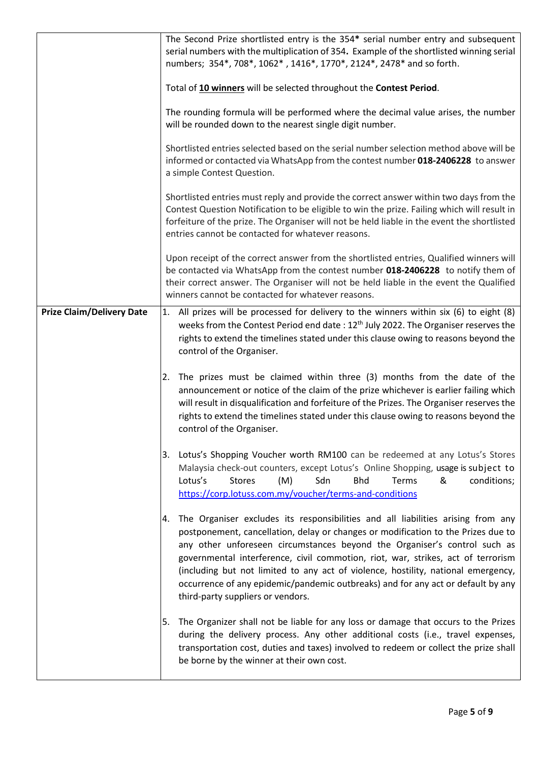| | |
|---|---|
| | The Second Prize shortlisted entry is the 354**\*** serial number entry and subsequent serial numbers with the multiplication of 354**.** Example of the shortlisted winning serial numbers; 354\*, 708\*, 1062\* , 1416\*, 1770\*, 2124\*, 2478\* and so forth.<br><br>Total of **<u>10 winners</u>** will be selected throughout the **Contest Period**.<br><br>The rounding formula will be performed where the decimal value arises, the number will be rounded down to the nearest single digit number.<br><br>Shortlisted entries selected based on the serial number selection method above will be informed or contacted via WhatsApp from the contest number **018-2406228** to answer a simple Contest Question.<br><br>Shortlisted entries must reply and provide the correct answer within two days from the Contest Question Notification to be eligible to win the prize. Failing which will result in forfeiture of the prize. The Organiser will not be held liable in the event the shortlisted entries cannot be contacted for whatever reasons.<br><br>Upon receipt of the correct answer from the shortlisted entries, Qualified winners will be contacted via WhatsApp from the contest number **018-2406228** to notify them of their correct answer. The Organiser will not be held liable in the event the Qualified winners cannot be contacted for whatever reasons. |
| **Prize Claim/Delivery Date** | 1. All prizes will be processed for delivery to the winners within six (6) to eight (8) weeks from the Contest Period end date : 12th July 2022. The Organiser reserves the rights to extend the timelines stated under this clause owing to reasons beyond the control of the Organiser.<br><br>2. The prizes must be claimed within three (3) months from the date of the announcement or notice of the claim of the prize whichever is earlier failing which will result in disqualification and forfeiture of the Prizes. The Organiser reserves the rights to extend the timelines stated under this clause owing to reasons beyond the control of the Organiser.<br><br>3. Lotus's Shopping Voucher worth RM100 can be redeemed at any Lotus's Stores Malaysia check-out counters, except Lotus's Online Shopping, usage is subject to Lotus's Stores (M) Sdn Bhd Terms & conditions; https://corp.lotuss.com.my/voucher/terms-and-conditions<br><br>4. The Organiser excludes its responsibilities and all liabilities arising from any postponement, cancellation, delay or changes or modification to the Prizes due to any other unforeseen circumstances beyond the Organiser's control such as governmental interference, civil commotion, riot, war, strikes, act of terrorism (including but not limited to any act of violence, hostility, national emergency, occurrence of any epidemic/pandemic outbreaks) and for any act or default by any third-party suppliers or vendors.<br><br>5. The Organizer shall not be liable for any loss or damage that occurs to the Prizes during the delivery process. Any other additional costs (i.e., travel expenses, transportation cost, duties and taxes) involved to redeem or collect the prize shall be borne by the winner at their own cost. |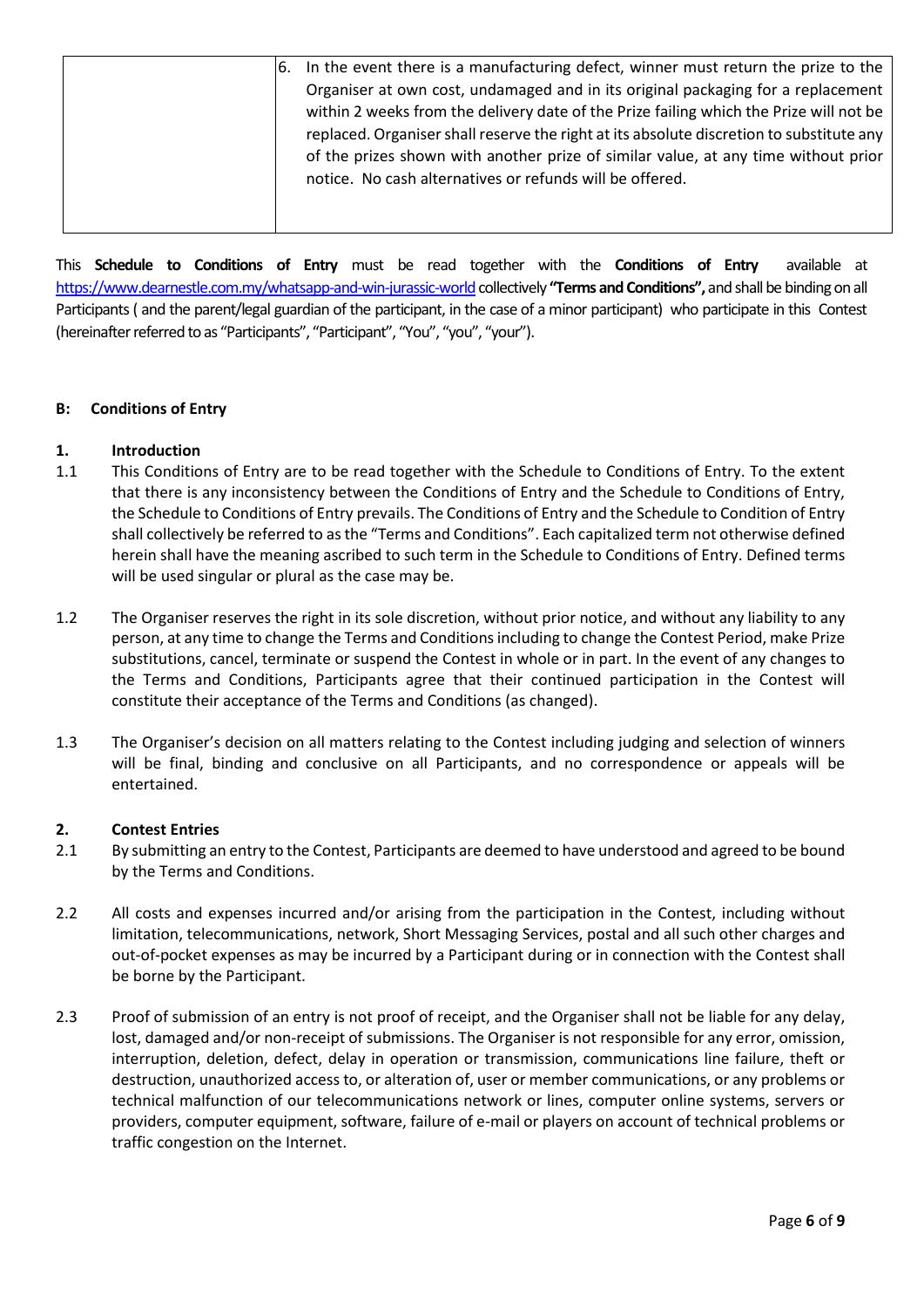| | 6. In the event there is a manufacturing defect, winner must return the prize to the Organiser at own cost, undamaged and in its original packaging for a replacement within 2 weeks from the delivery date of the Prize failing which the Prize will not be replaced. Organiser shall reserve the right at its absolute discretion to substitute any of the prizes shown with another prize of similar value, at any time without prior notice. No cash alternatives or refunds will be offered. |
|---|---|

This **Schedule to Conditions of Entry** must be read together with the **Conditions of Entry** available at https://www.dearnestle.com.my/whatsapp-and-win-jurassic-world collectively **"Terms and Conditions",** and shall be binding on all Participants ( and the parent/legal guardian of the participant, in the case of a minor participant) who participate in this Contest (hereinafter referred to as "Participants", "Participant", "You", "you", "your").

## B: Conditions of Entry

### 1. Introduction

1.1 This Conditions of Entry are to be read together with the Schedule to Conditions of Entry. To the extent that there is any inconsistency between the Conditions of Entry and the Schedule to Conditions of Entry, the Schedule to Conditions of Entry prevails. The Conditions of Entry and the Schedule to Condition of Entry shall collectively be referred to as the "Terms and Conditions". Each capitalized term not otherwise defined herein shall have the meaning ascribed to such term in the Schedule to Conditions of Entry. Defined terms will be used singular or plural as the case may be.

1.2 The Organiser reserves the right in its sole discretion, without prior notice, and without any liability to any person, at any time to change the Terms and Conditions including to change the Contest Period, make Prize substitutions, cancel, terminate or suspend the Contest in whole or in part. In the event of any changes to the Terms and Conditions, Participants agree that their continued participation in the Contest will constitute their acceptance of the Terms and Conditions (as changed).

1.3 The Organiser's decision on all matters relating to the Contest including judging and selection of winners will be final, binding and conclusive on all Participants, and no correspondence or appeals will be entertained.

### 2. Contest Entries

2.1 By submitting an entry to the Contest, Participants are deemed to have understood and agreed to be bound by the Terms and Conditions.

2.2 All costs and expenses incurred and/or arising from the participation in the Contest, including without limitation, telecommunications, network, Short Messaging Services, postal and all such other charges and out-of-pocket expenses as may be incurred by a Participant during or in connection with the Contest shall be borne by the Participant.

2.3 Proof of submission of an entry is not proof of receipt, and the Organiser shall not be liable for any delay, lost, damaged and/or non-receipt of submissions. The Organiser is not responsible for any error, omission, interruption, deletion, defect, delay in operation or transmission, communications line failure, theft or destruction, unauthorized access to, or alteration of, user or member communications, or any problems or technical malfunction of our telecommunications network or lines, computer online systems, servers or providers, computer equipment, software, failure of e-mail or players on account of technical problems or traffic congestion on the Internet.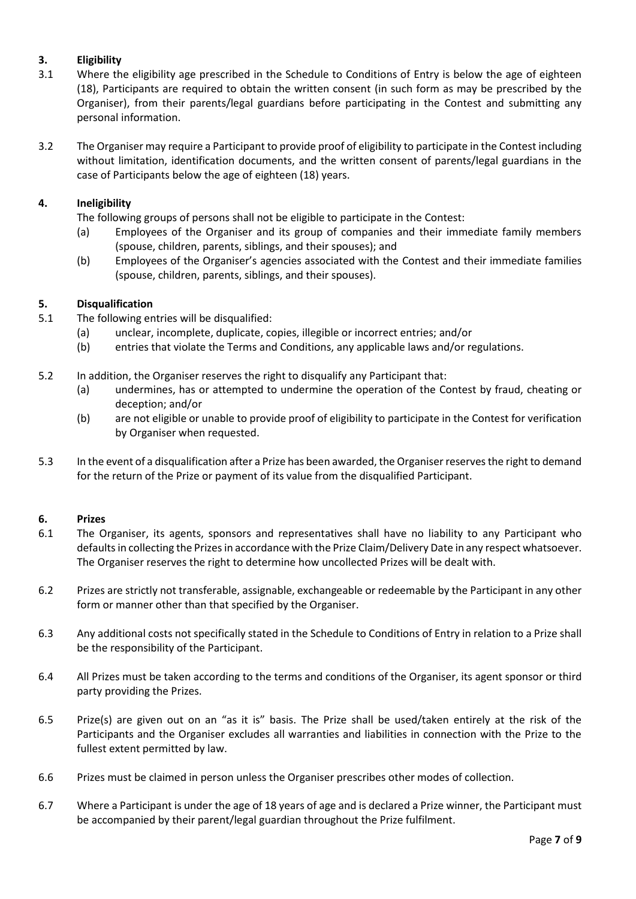## 3. Eligibility

3.1 Where the eligibility age prescribed in the Schedule to Conditions of Entry is below the age of eighteen (18), Participants are required to obtain the written consent (in such form as may be prescribed by the Organiser), from their parents/legal guardians before participating in the Contest and submitting any personal information.

3.2 The Organiser may require a Participant to provide proof of eligibility to participate in the Contest including without limitation, identification documents, and the written consent of parents/legal guardians in the case of Participants below the age of eighteen (18) years.

## 4. Ineligibility

The following groups of persons shall not be eligible to participate in the Contest:

(a) Employees of the Organiser and its group of companies and their immediate family members (spouse, children, parents, siblings, and their spouses); and

(b) Employees of the Organiser's agencies associated with the Contest and their immediate families (spouse, children, parents, siblings, and their spouses).

## 5. Disqualification

5.1 The following entries will be disqualified:

(a) unclear, incomplete, duplicate, copies, illegible or incorrect entries; and/or

(b) entries that violate the Terms and Conditions, any applicable laws and/or regulations.

5.2 In addition, the Organiser reserves the right to disqualify any Participant that:

(a) undermines, has or attempted to undermine the operation of the Contest by fraud, cheating or deception; and/or

(b) are not eligible or unable to provide proof of eligibility to participate in the Contest for verification by Organiser when requested.

5.3 In the event of a disqualification after a Prize has been awarded, the Organiser reserves the right to demand for the return of the Prize or payment of its value from the disqualified Participant.

## 6. Prizes

6.1 The Organiser, its agents, sponsors and representatives shall have no liability to any Participant who defaults in collecting the Prizes in accordance with the Prize Claim/Delivery Date in any respect whatsoever. The Organiser reserves the right to determine how uncollected Prizes will be dealt with.

6.2 Prizes are strictly not transferable, assignable, exchangeable or redeemable by the Participant in any other form or manner other than that specified by the Organiser.

6.3 Any additional costs not specifically stated in the Schedule to Conditions of Entry in relation to a Prize shall be the responsibility of the Participant.

6.4 All Prizes must be taken according to the terms and conditions of the Organiser, its agent sponsor or third party providing the Prizes.

6.5 Prize(s) are given out on an "as it is" basis. The Prize shall be used/taken entirely at the risk of the Participants and the Organiser excludes all warranties and liabilities in connection with the Prize to the fullest extent permitted by law.

6.6 Prizes must be claimed in person unless the Organiser prescribes other modes of collection.

6.7 Where a Participant is under the age of 18 years of age and is declared a Prize winner, the Participant must be accompanied by their parent/legal guardian throughout the Prize fulfilment.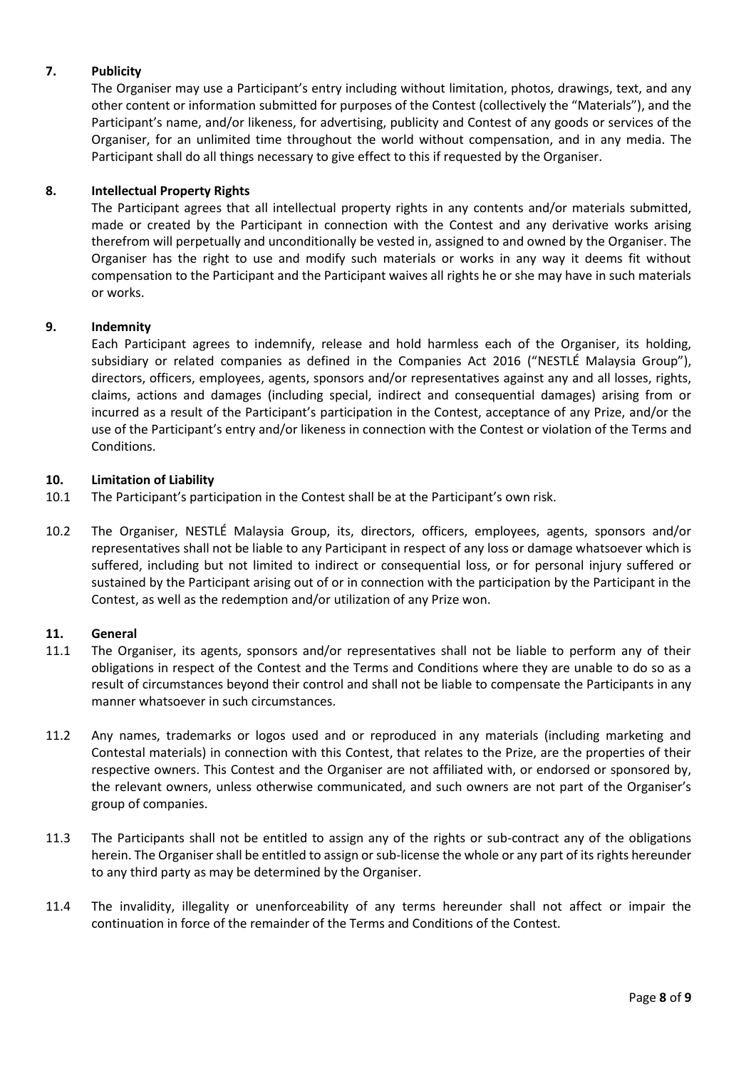## 7. Publicity

The Organiser may use a Participant's entry including without limitation, photos, drawings, text, and any other content or information submitted for purposes of the Contest (collectively the "Materials"), and the Participant's name, and/or likeness, for advertising, publicity and Contest of any goods or services of the Organiser, for an unlimited time throughout the world without compensation, and in any media. The Participant shall do all things necessary to give effect to this if requested by the Organiser.

## 8. Intellectual Property Rights

The Participant agrees that all intellectual property rights in any contents and/or materials submitted, made or created by the Participant in connection with the Contest and any derivative works arising therefrom will perpetually and unconditionally be vested in, assigned to and owned by the Organiser. The Organiser has the right to use and modify such materials or works in any way it deems fit without compensation to the Participant and the Participant waives all rights he or she may have in such materials or works.

## 9. Indemnity

Each Participant agrees to indemnify, release and hold harmless each of the Organiser, its holding, subsidiary or related companies as defined in the Companies Act 2016 ("NESTLÉ Malaysia Group"), directors, officers, employees, agents, sponsors and/or representatives against any and all losses, rights, claims, actions and damages (including special, indirect and consequential damages) arising from or incurred as a result of the Participant's participation in the Contest, acceptance of any Prize, and/or the use of the Participant's entry and/or likeness in connection with the Contest or violation of the Terms and Conditions.

## 10. Limitation of Liability

10.1 The Participant's participation in the Contest shall be at the Participant's own risk.

10.2 The Organiser, NESTLÉ Malaysia Group, its, directors, officers, employees, agents, sponsors and/or representatives shall not be liable to any Participant in respect of any loss or damage whatsoever which is suffered, including but not limited to indirect or consequential loss, or for personal injury suffered or sustained by the Participant arising out of or in connection with the participation by the Participant in the Contest, as well as the redemption and/or utilization of any Prize won.

## 11. General

11.1 The Organiser, its agents, sponsors and/or representatives shall not be liable to perform any of their obligations in respect of the Contest and the Terms and Conditions where they are unable to do so as a result of circumstances beyond their control and shall not be liable to compensate the Participants in any manner whatsoever in such circumstances.

11.2 Any names, trademarks or logos used and or reproduced in any materials (including marketing and Contestal materials) in connection with this Contest, that relates to the Prize, are the properties of their respective owners. This Contest and the Organiser are not affiliated with, or endorsed or sponsored by, the relevant owners, unless otherwise communicated, and such owners are not part of the Organiser's group of companies.

11.3 The Participants shall not be entitled to assign any of the rights or sub-contract any of the obligations herein. The Organiser shall be entitled to assign or sub-license the whole or any part of its rights hereunder to any third party as may be determined by the Organiser.

11.4 The invalidity, illegality or unenforceability of any terms hereunder shall not affect or impair the continuation in force of the remainder of the Terms and Conditions of the Contest.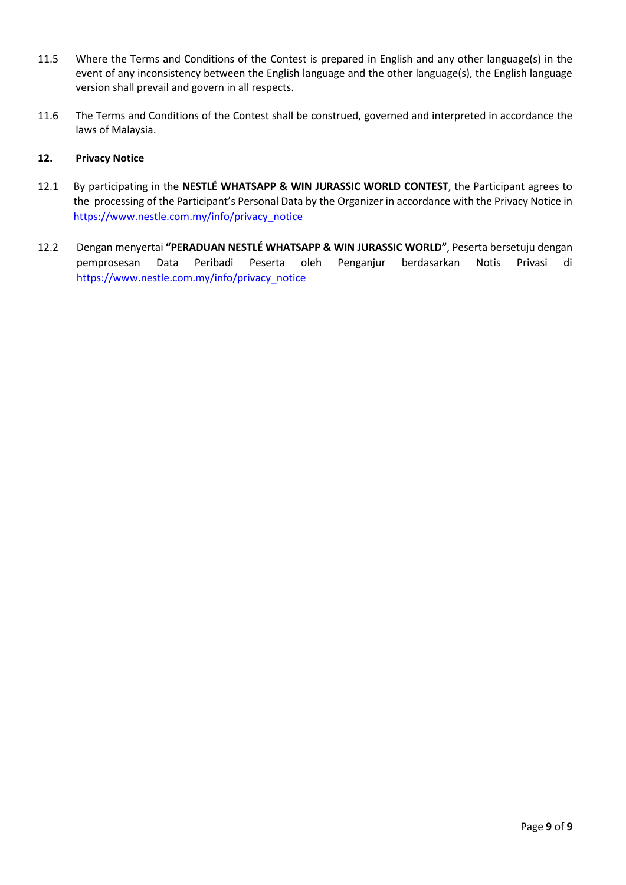11.5 Where the Terms and Conditions of the Contest is prepared in English and any other language(s) in the event of any inconsistency between the English language and the other language(s), the English language version shall prevail and govern in all respects.

11.6 The Terms and Conditions of the Contest shall be construed, governed and interpreted in accordance the laws of Malaysia.

**12. Privacy Notice**

12.1 By participating in the **NESTLÉ WHATSAPP & WIN JURASSIC WORLD CONTEST**, the Participant agrees to the processing of the Participant's Personal Data by the Organizer in accordance with the Privacy Notice in https://www.nestle.com.my/info/privacy_notice

12.2 Dengan menyertai **"PERADUAN NESTLÉ WHATSAPP & WIN JURASSIC WORLD"**, Peserta bersetuju dengan pemprosesan Data Peribadi Peserta oleh Penganjur berdasarkan Notis Privasi di https://www.nestle.com.my/info/privacy_notice